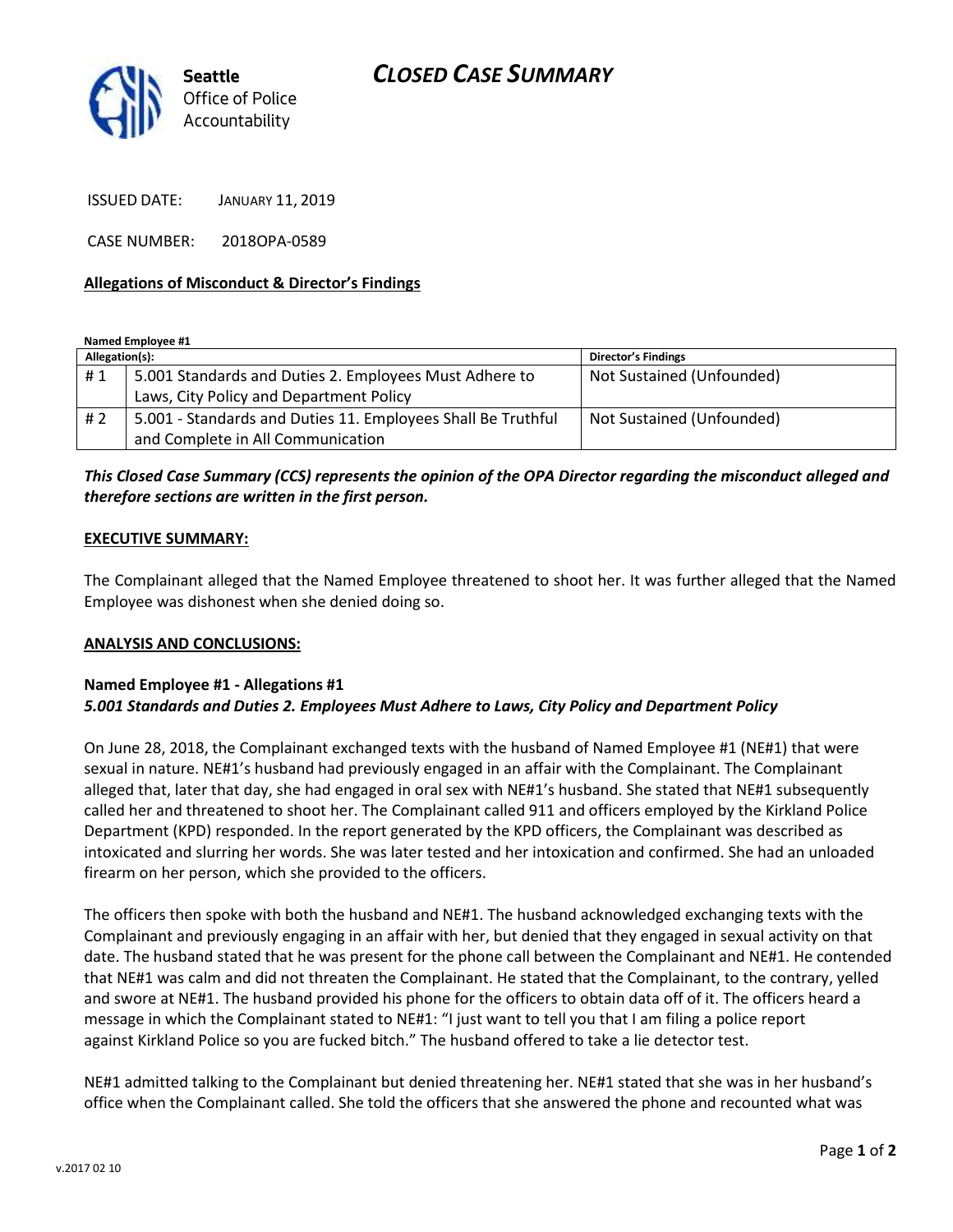# CLOSED CASE SUMMARY

**Seattle**
Office of Police Accountability

ISSUED DATE: JANUARY 11, 2019

CASE NUMBER: 2018OPA-0589

**Allegations of Misconduct & Director's Findings**

**Named Employee #1**

| Allegation(s): | | Director's Findings |
|---|---|---|
| # 1 | 5.001 Standards and Duties 2. Employees Must Adhere to Laws, City Policy and Department Policy | Not Sustained (Unfounded) |
| # 2 | 5.001 - Standards and Duties 11. Employees Shall Be Truthful and Complete in All Communication | Not Sustained (Unfounded) |

***This Closed Case Summary (CCS) represents the opinion of the OPA Director regarding the misconduct alleged and therefore sections are written in the first person.***

**EXECUTIVE SUMMARY:**

The Complainant alleged that the Named Employee threatened to shoot her. It was further alleged that the Named Employee was dishonest when she denied doing so.

**ANALYSIS AND CONCLUSIONS:**

**Named Employee #1 - Allegations #1**
***5.001 Standards and Duties 2. Employees Must Adhere to Laws, City Policy and Department Policy***

On June 28, 2018, the Complainant exchanged texts with the husband of Named Employee #1 (NE#1) that were sexual in nature. NE#1's husband had previously engaged in an affair with the Complainant. The Complainant alleged that, later that day, she had engaged in oral sex with NE#1's husband. She stated that NE#1 subsequently called her and threatened to shoot her. The Complainant called 911 and officers employed by the Kirkland Police Department (KPD) responded. In the report generated by the KPD officers, the Complainant was described as intoxicated and slurring her words. She was later tested and her intoxication and confirmed. She had an unloaded firearm on her person, which she provided to the officers.

The officers then spoke with both the husband and NE#1. The husband acknowledged exchanging texts with the Complainant and previously engaging in an affair with her, but denied that they engaged in sexual activity on that date. The husband stated that he was present for the phone call between the Complainant and NE#1. He contended that NE#1 was calm and did not threaten the Complainant. He stated that the Complainant, to the contrary, yelled and swore at NE#1. The husband provided his phone for the officers to obtain data off of it. The officers heard a message in which the Complainant stated to NE#1: "I just want to tell you that I am filing a police report against Kirkland Police so you are fucked bitch." The husband offered to take a lie detector test.

NE#1 admitted talking to the Complainant but denied threatening her. NE#1 stated that she was in her husband's office when the Complainant called. She told the officers that she answered the phone and recounted what was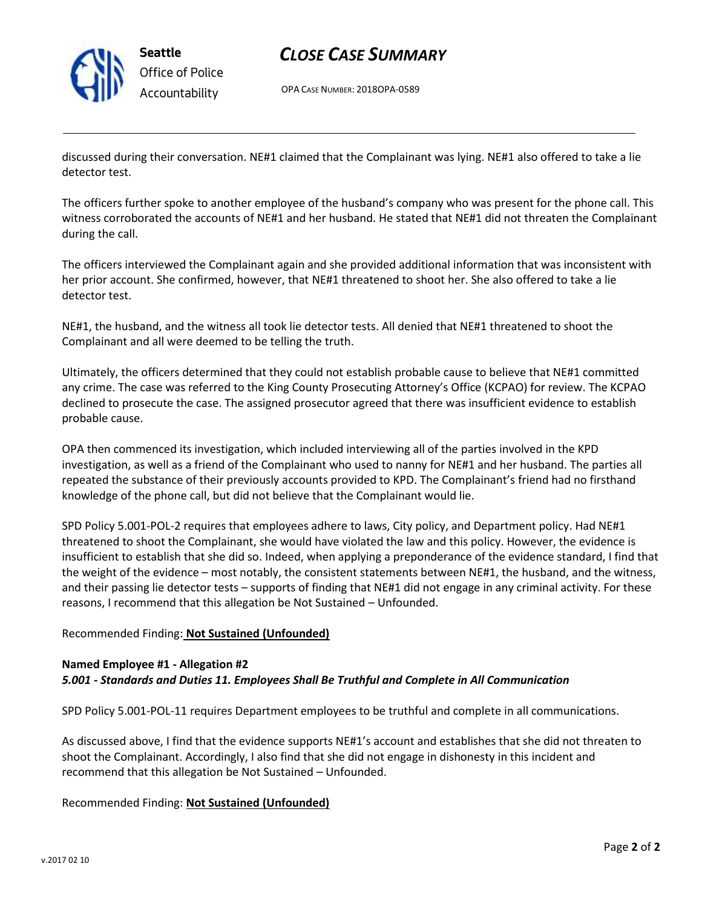discussed during their conversation. NE#1 claimed that the Complainant was lying. NE#1 also offered to take a lie detector test.

The officers further spoke to another employee of the husband's company who was present for the phone call. This witness corroborated the accounts of NE#1 and her husband. He stated that NE#1 did not threaten the Complainant during the call.

The officers interviewed the Complainant again and she provided additional information that was inconsistent with her prior account. She confirmed, however, that NE#1 threatened to shoot her. She also offered to take a lie detector test.

NE#1, the husband, and the witness all took lie detector tests. All denied that NE#1 threatened to shoot the Complainant and all were deemed to be telling the truth.

Ultimately, the officers determined that they could not establish probable cause to believe that NE#1 committed any crime. The case was referred to the King County Prosecuting Attorney's Office (KCPAO) for review. The KCPAO declined to prosecute the case. The assigned prosecutor agreed that there was insufficient evidence to establish probable cause.

OPA then commenced its investigation, which included interviewing all of the parties involved in the KPD investigation, as well as a friend of the Complainant who used to nanny for NE#1 and her husband. The parties all repeated the substance of their previously accounts provided to KPD. The Complainant's friend had no firsthand knowledge of the phone call, but did not believe that the Complainant would lie.

SPD Policy 5.001-POL-2 requires that employees adhere to laws, City policy, and Department policy. Had NE#1 threatened to shoot the Complainant, she would have violated the law and this policy. However, the evidence is insufficient to establish that she did so. Indeed, when applying a preponderance of the evidence standard, I find that the weight of the evidence – most notably, the consistent statements between NE#1, the husband, and the witness, and their passing lie detector tests – supports of finding that NE#1 did not engage in any criminal activity. For these reasons, I recommend that this allegation be Not Sustained – Unfounded.

Recommended Finding: **Not Sustained (Unfounded)**

**Named Employee #1 - Allegation #2**
***5.001 - Standards and Duties 11. Employees Shall Be Truthful and Complete in All Communication***

SPD Policy 5.001-POL-11 requires Department employees to be truthful and complete in all communications.

As discussed above, I find that the evidence supports NE#1's account and establishes that she did not threaten to shoot the Complainant. Accordingly, I also find that she did not engage in dishonesty in this incident and recommend that this allegation be Not Sustained – Unfounded.

Recommended Finding: **Not Sustained (Unfounded)**